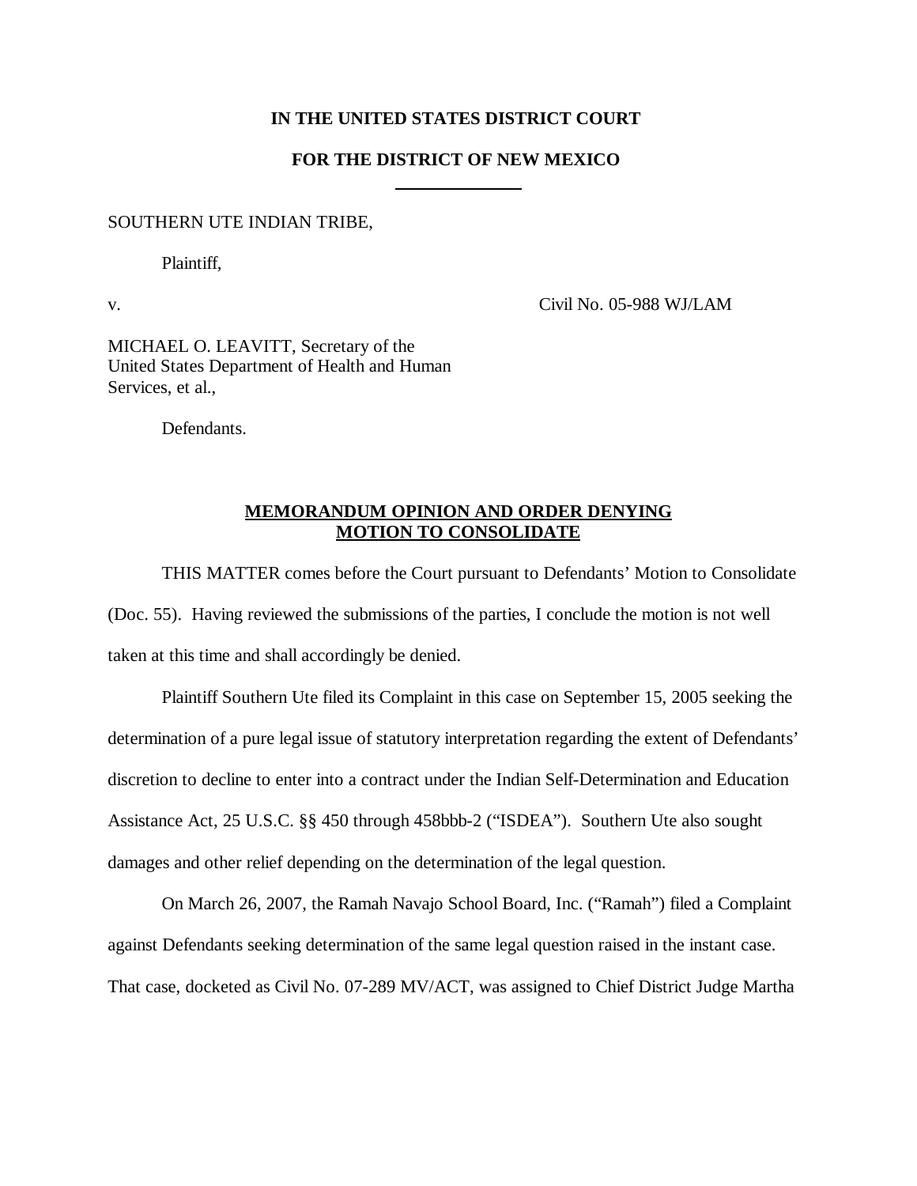**IN THE UNITED STATES DISTRICT COURT**

**FOR THE DISTRICT OF NEW MEXICO**

SOUTHERN UTE INDIAN TRIBE,

Plaintiff,

v. Civil No. 05-988 WJ/LAM

MICHAEL O. LEAVITT, Secretary of the United States Department of Health and Human Services, et al.,

Defendants.

**MEMORANDUM OPINION AND ORDER DENYING MOTION TO CONSOLIDATE**

THIS MATTER comes before the Court pursuant to Defendants' Motion to Consolidate (Doc. 55). Having reviewed the submissions of the parties, I conclude the motion is not well taken at this time and shall accordingly be denied.

Plaintiff Southern Ute filed its Complaint in this case on September 15, 2005 seeking the determination of a pure legal issue of statutory interpretation regarding the extent of Defendants' discretion to decline to enter into a contract under the Indian Self-Determination and Education Assistance Act, 25 U.S.C. §§ 450 through 458bbb-2 ("ISDEA"). Southern Ute also sought damages and other relief depending on the determination of the legal question.

On March 26, 2007, the Ramah Navajo School Board, Inc. ("Ramah") filed a Complaint against Defendants seeking determination of the same legal question raised in the instant case. That case, docketed as Civil No. 07-289 MV/ACT, was assigned to Chief District Judge Martha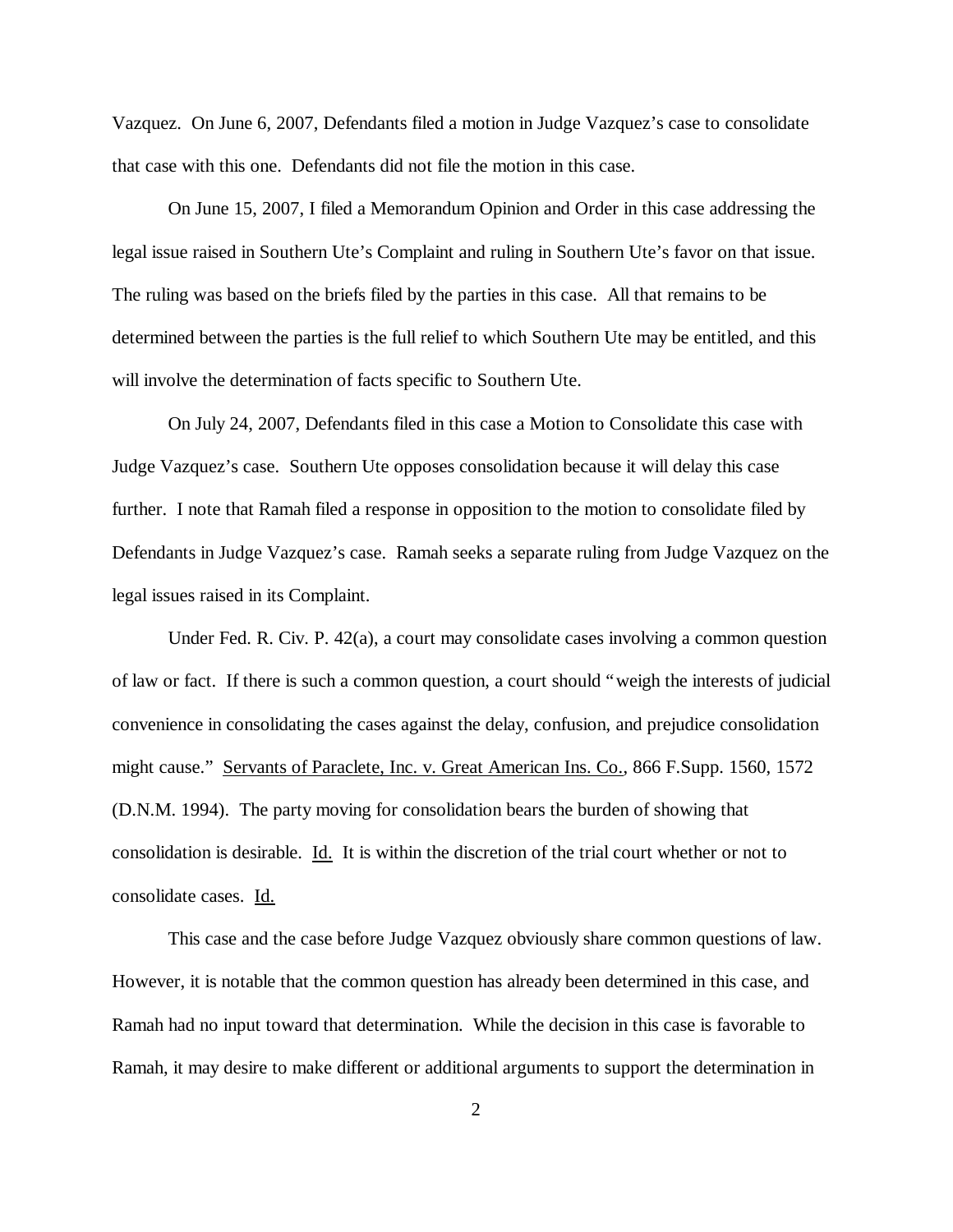Vazquez. On June 6, 2007, Defendants filed a motion in Judge Vazquez's case to consolidate that case with this one. Defendants did not file the motion in this case.

On June 15, 2007, I filed a Memorandum Opinion and Order in this case addressing the legal issue raised in Southern Ute's Complaint and ruling in Southern Ute's favor on that issue. The ruling was based on the briefs filed by the parties in this case. All that remains to be determined between the parties is the full relief to which Southern Ute may be entitled, and this will involve the determination of facts specific to Southern Ute.

On July 24, 2007, Defendants filed in this case a Motion to Consolidate this case with Judge Vazquez's case. Southern Ute opposes consolidation because it will delay this case further. I note that Ramah filed a response in opposition to the motion to consolidate filed by Defendants in Judge Vazquez's case. Ramah seeks a separate ruling from Judge Vazquez on the legal issues raised in its Complaint.

Under Fed. R. Civ. P. 42(a), a court may consolidate cases involving a common question of law or fact. If there is such a common question, a court should "weigh the interests of judicial convenience in consolidating the cases against the delay, confusion, and prejudice consolidation might cause." Servants of Paraclete, Inc. v. Great American Ins. Co., 866 F.Supp. 1560, 1572 (D.N.M. 1994). The party moving for consolidation bears the burden of showing that consolidation is desirable. Id. It is within the discretion of the trial court whether or not to consolidate cases. Id.

This case and the case before Judge Vazquez obviously share common questions of law. However, it is notable that the common question has already been determined in this case, and Ramah had no input toward that determination. While the decision in this case is favorable to Ramah, it may desire to make different or additional arguments to support the determination in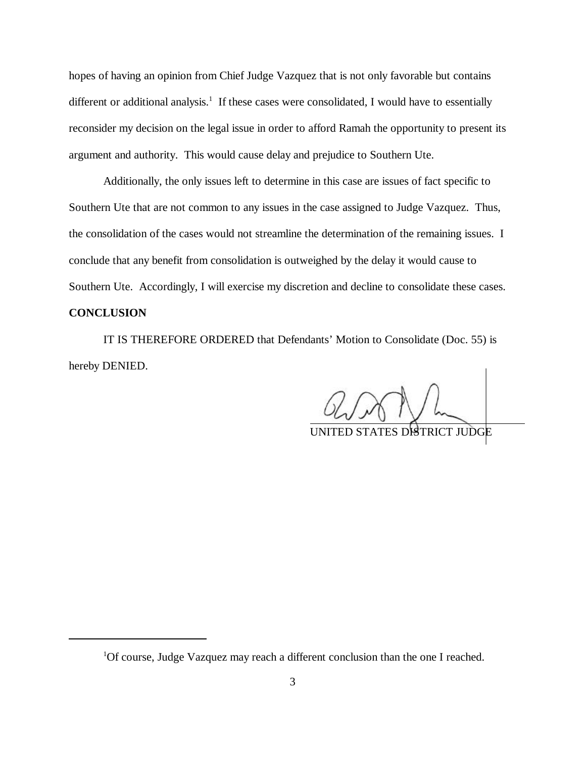hopes of having an opinion from Chief Judge Vazquez that is not only favorable but contains different or additional analysis.[1] If these cases were consolidated, I would have to essentially reconsider my decision on the legal issue in order to afford Ramah the opportunity to present its argument and authority. This would cause delay and prejudice to Southern Ute.

Additionally, the only issues left to determine in this case are issues of fact specific to Southern Ute that are not common to any issues in the case assigned to Judge Vazquez. Thus, the consolidation of the cases would not streamline the determination of the remaining issues. I conclude that any benefit from consolidation is outweighed by the delay it would cause to Southern Ute. Accordingly, I will exercise my discretion and decline to consolidate these cases.

**CONCLUSION**

IT IS THEREFORE ORDERED that Defendants' Motion to Consolidate (Doc. 55) is hereby DENIED.

UNITED STATES DISTRICT JUDGE

---

[1]Of course, Judge Vazquez may reach a different conclusion than the one I reached.